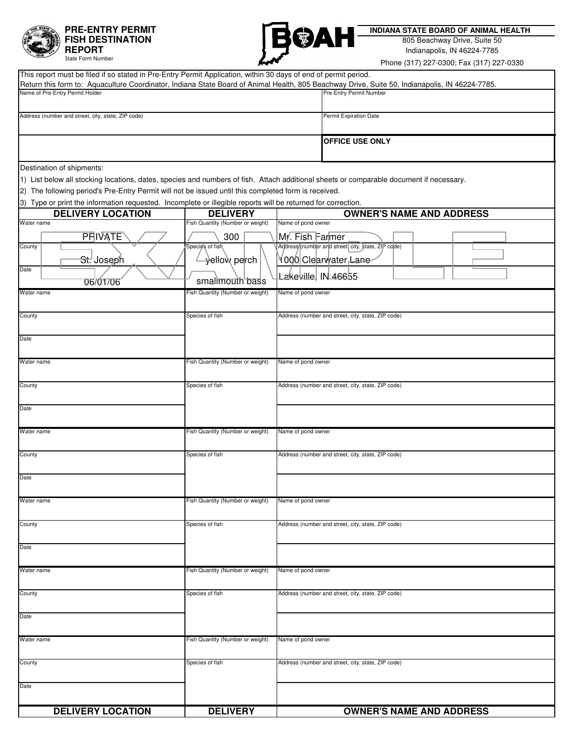# PRE-ENTRY PERMIT FISH DESTINATION REPORT

State Form Number

**BOAH**

**INDIANA STATE BOARD OF ANIMAL HEALTH**
805 Beachway Drive, Suite 50
Indianapolis, IN 46224-7785
Phone (317) 227-0300; Fax (317) 227-0330

This report must be filed if so stated in Pre-Entry Permit Application, within 30 days of end of permit period.
Return this form to: Aquaculture Coordinator, Indiana State Board of Animal Health, 805 Beachway Drive, Suite 50, Indianapolis, IN 46224-7785.

| Name of Pre-Entry Permit Holder | Pre-Entry Permit Number |
|---|---|
| Address (number and street, city, state, ZIP code) | Permit Expiration Date |
| | **OFFICE USE ONLY** |

Destination of shipments:

1) List below all stocking locations, dates, species and numbers of fish. Attach additional sheets or comparable document if necessary.
2) The following period's Pre-Entry Permit will not be issued until this completed form is received.
3) Type or print the information requested. Incomplete or illegible reports will be returned for correction.

EXAMPLE

| DELIVERY LOCATION | DELIVERY | OWNER'S NAME AND ADDRESS |
|---|---|---|
| Water name: PRIVATE | Fish Quantity (Number or weight): 300 | Name of pond owner: Mr. Fish Farmer |
| County: St. Joseph | Species of fish: yellow perch | Address (number and street, city, state, ZIP code): 1000 Clearwater Lane |
| Date: 06/01/06 | smallmouth bass | Lakeville, IN 46655 |
| Water name | Fish Quantity (Number or weight) | Name of pond owner |
| County | Species of fish | Address (number and street, city, state, ZIP code) |
| Date | | |
| Water name | Fish Quantity (Number or weight) | Name of pond owner |
| County | Species of fish | Address (number and street, city, state, ZIP code) |
| Date | | |
| Water name | Fish Quantity (Number or weight) | Name of pond owner |
| County | Species of fish | Address (number and street, city, state, ZIP code) |
| Date | | |
| Water name | Fish Quantity (Number or weight) | Name of pond owner |
| County | Species of fish | Address (number and street, city, state, ZIP code) |
| Date | | |
| Water name | Fish Quantity (Number or weight) | Name of pond owner |
| County | Species of fish | Address (number and street, city, state, ZIP code) |
| Date | | |
| Water name | Fish Quantity (Number or weight) | Name of pond owner |
| County | Species of fish | Address (number and street, city, state, ZIP code) |
| Date | | |
| **DELIVERY LOCATION** | **DELIVERY** | **OWNER'S NAME AND ADDRESS** |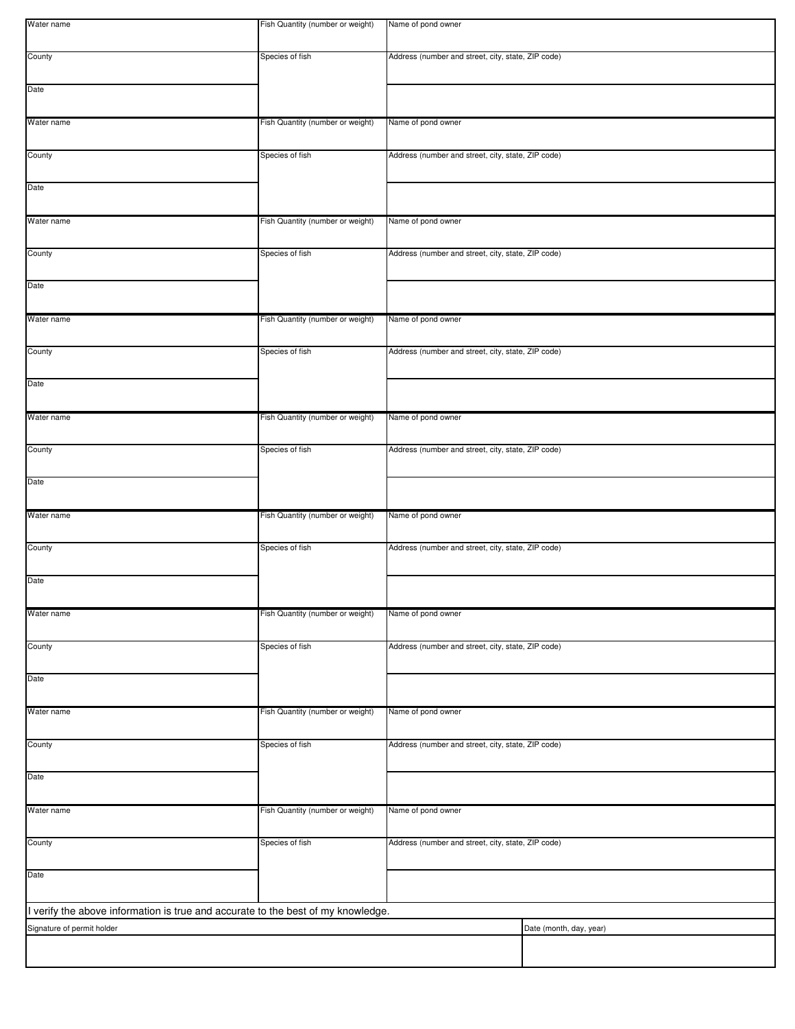| | | |
|---|---|---|
| Water name | Fish Quantity (number or weight) | Name of pond owner |
| County | Species of fish | Address (number and street, city, state, ZIP code) |
| Date | | |
| Water name | Fish Quantity (number or weight) | Name of pond owner |
| County | Species of fish | Address (number and street, city, state, ZIP code) |
| Date | | |
| Water name | Fish Quantity (number or weight) | Name of pond owner |
| County | Species of fish | Address (number and street, city, state, ZIP code) |
| Date | | |
| Water name | Fish Quantity (number or weight) | Name of pond owner |
| County | Species of fish | Address (number and street, city, state, ZIP code) |
| Date | | |
| Water name | Fish Quantity (number or weight) | Name of pond owner |
| County | Species of fish | Address (number and street, city, state, ZIP code) |
| Date | | |
| Water name | Fish Quantity (number or weight) | Name of pond owner |
| County | Species of fish | Address (number and street, city, state, ZIP code) |
| Date | | |
| Water name | Fish Quantity (number or weight) | Name of pond owner |
| County | Species of fish | Address (number and street, city, state, ZIP code) |
| Date | | |
| Water name | Fish Quantity (number or weight) | Name of pond owner |
| County | Species of fish | Address (number and street, city, state, ZIP code) |
| Date | | |
| Water name | Fish Quantity (number or weight) | Name of pond owner |
| County | Species of fish | Address (number and street, city, state, ZIP code) |
| Date | | |

I verify the above information is true and accurate to the best of my knowledge.

| Signature of permit holder | Date (month, day, year) |
|---|---|
| | |